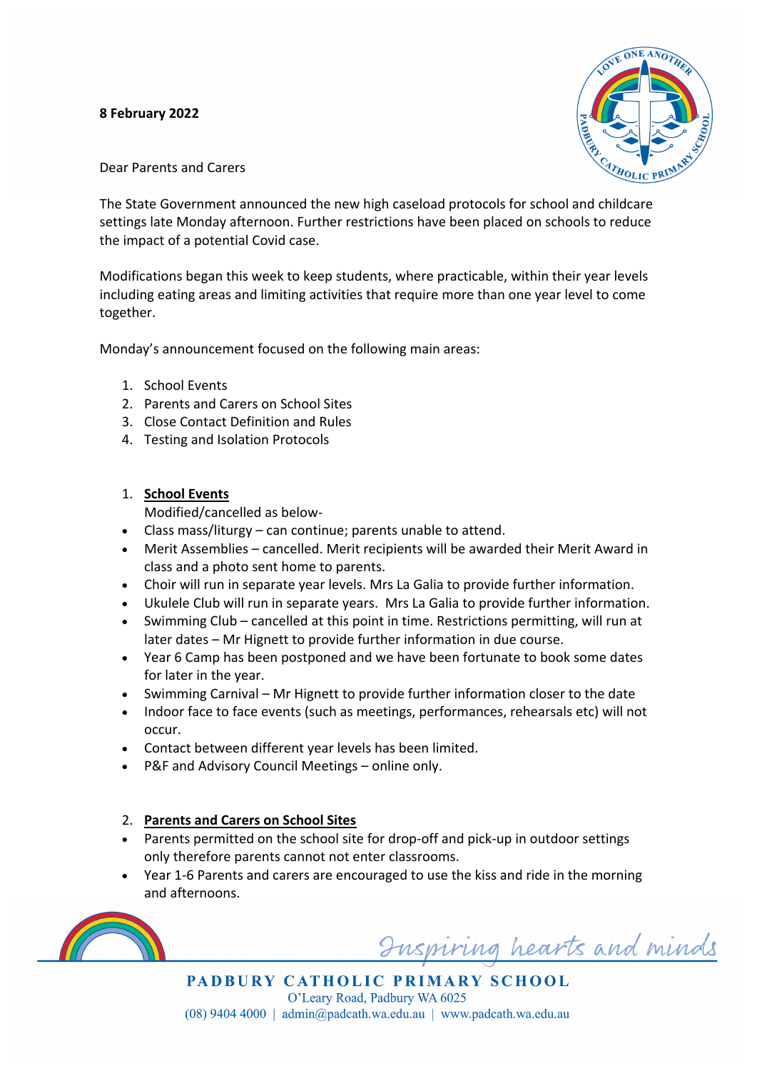**8 February 2022**

Dear Parents and Carers

The State Government announced the new high caseload protocols for school and childcare settings late Monday afternoon. Further restrictions have been placed on schools to reduce the impact of a potential Covid case.

Modifications began this week to keep students, where practicable, within their year levels including eating areas and limiting activities that require more than one year level to come together.

Monday's announcement focused on the following main areas:

1. School Events
2. Parents and Carers on School Sites
3. Close Contact Definition and Rules
4. Testing and Isolation Protocols

1. **School Events**

   Modified/cancelled as below-

- Class mass/liturgy – can continue; parents unable to attend.
- Merit Assemblies – cancelled. Merit recipients will be awarded their Merit Award in class and a photo sent home to parents.
- Choir will run in separate year levels. Mrs La Galia to provide further information.
- Ukulele Club will run in separate years. Mrs La Galia to provide further information.
- Swimming Club – cancelled at this point in time. Restrictions permitting, will run at later dates – Mr Hignett to provide further information in due course.
- Year 6 Camp has been postponed and we have been fortunate to book some dates for later in the year.
- Swimming Carnival – Mr Hignett to provide further information closer to the date
- Indoor face to face events (such as meetings, performances, rehearsals etc) will not occur.
- Contact between different year levels has been limited.
- P&F and Advisory Council Meetings – online only.

2. **Parents and Carers on School Sites**

- Parents permitted on the school site for drop-off and pick-up in outdoor settings only therefore parents cannot not enter classrooms.
- Year 1-6 Parents and carers are encouraged to use the kiss and ride in the morning and afternoons.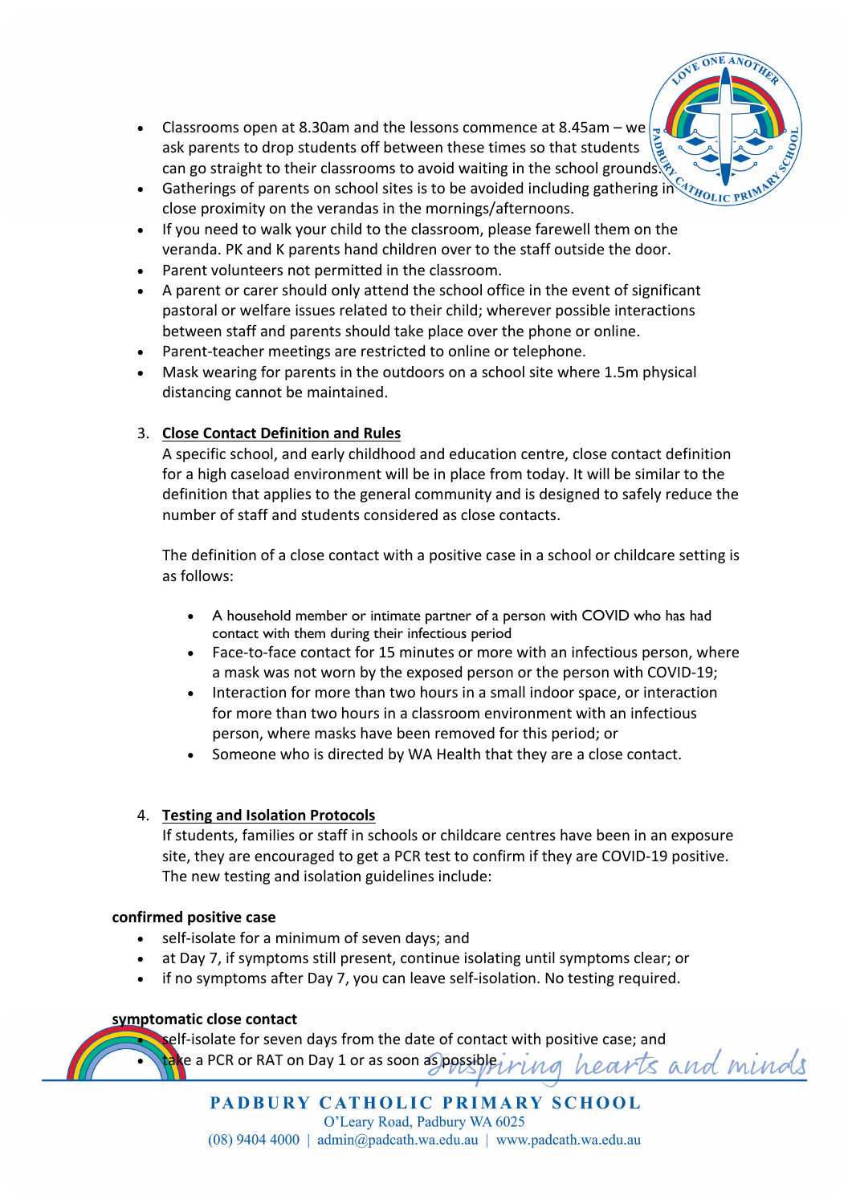- Classrooms open at 8.30am and the lessons commence at 8.45am – we ask parents to drop students off between these times so that students can go straight to their classrooms to avoid waiting in the school grounds.
- Gatherings of parents on school sites is to be avoided including gathering in close proximity on the verandas in the mornings/afternoons.
- If you need to walk your child to the classroom, please farewell them on the veranda. PK and K parents hand children over to the staff outside the door.
- Parent volunteers not permitted in the classroom.
- A parent or carer should only attend the school office in the event of significant pastoral or welfare issues related to their child; wherever possible interactions between staff and parents should take place over the phone or online.
- Parent-teacher meetings are restricted to online or telephone.
- Mask wearing for parents in the outdoors on a school site where 1.5m physical distancing cannot be maintained.

3. **Close Contact Definition and Rules**

   A specific school, and early childhood and education centre, close contact definition for a high caseload environment will be in place from today. It will be similar to the definition that applies to the general community and is designed to safely reduce the number of staff and students considered as close contacts.

   The definition of a close contact with a positive case in a school or childcare setting is as follows:

   - A household member or intimate partner of a person with COVID who has had contact with them during their infectious period
   - Face-to-face contact for 15 minutes or more with an infectious person, where a mask was not worn by the exposed person or the person with COVID-19;
   - Interaction for more than two hours in a small indoor space, or interaction for more than two hours in a classroom environment with an infectious person, where masks have been removed for this period; or
   - Someone who is directed by WA Health that they are a close contact.

4. **Testing and Isolation Protocols**

   If students, families or staff in schools or childcare centres have been in an exposure site, they are encouraged to get a PCR test to confirm if they are COVID-19 positive. The new testing and isolation guidelines include:

**confirmed positive case**

- self-isolate for a minimum of seven days; and
- at Day 7, if symptoms still present, continue isolating until symptoms clear; or
- if no symptoms after Day 7, you can leave self-isolation. No testing required.

**symptomatic close contact**

- self-isolate for seven days from the date of contact with positive case; and
- take a PCR or RAT on Day 1 or as soon as possible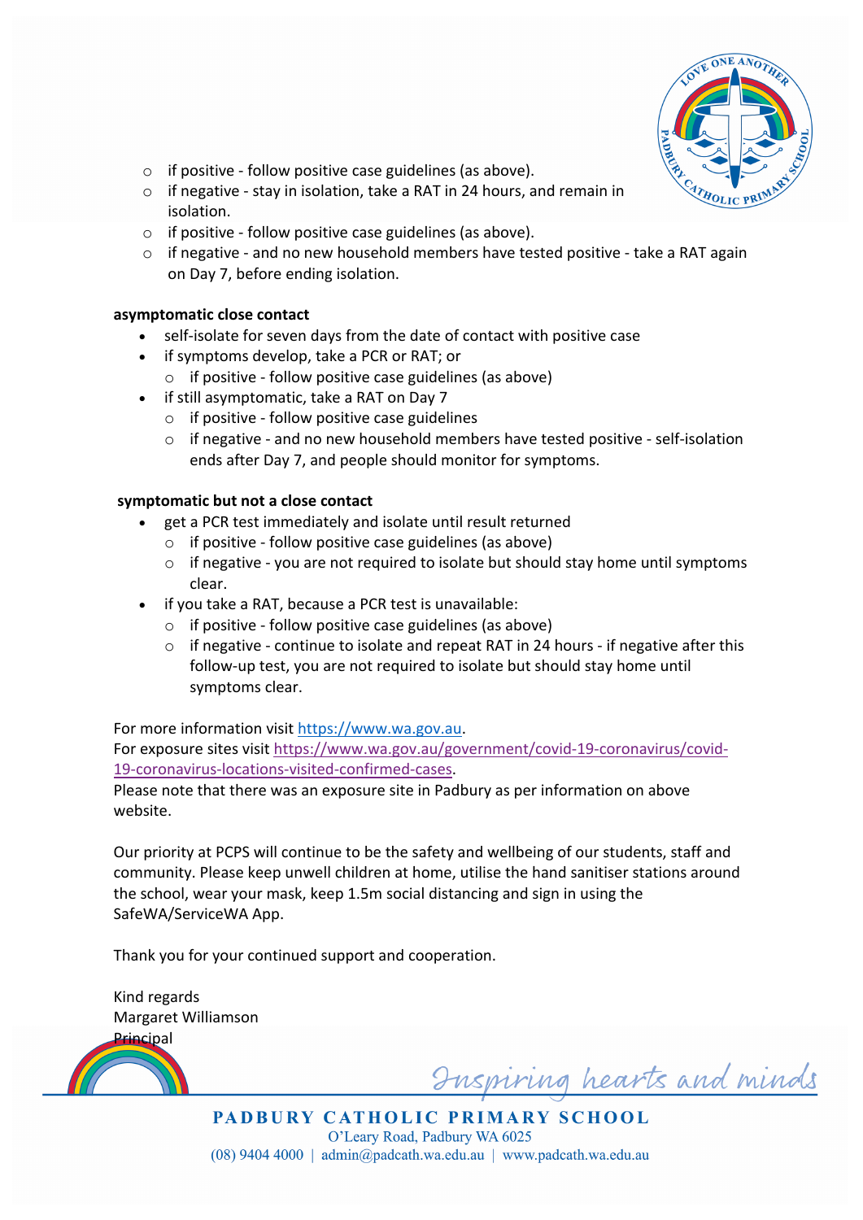- if positive - follow positive case guidelines (as above).
- if negative - stay in isolation, take a RAT in 24 hours, and remain in isolation.
- if positive - follow positive case guidelines (as above).
- if negative - and no new household members have tested positive - take a RAT again on Day 7, before ending isolation.

**asymptomatic close contact**

- self-isolate for seven days from the date of contact with positive case
- if symptoms develop, take a PCR or RAT; or
  - if positive - follow positive case guidelines (as above)
- if still asymptomatic, take a RAT on Day 7
  - if positive - follow positive case guidelines
  - if negative - and no new household members have tested positive - self-isolation ends after Day 7, and people should monitor for symptoms.

**symptomatic but not a close contact**

- get a PCR test immediately and isolate until result returned
  - if positive - follow positive case guidelines (as above)
  - if negative - you are not required to isolate but should stay home until symptoms clear.
- if you take a RAT, because a PCR test is unavailable:
  - if positive - follow positive case guidelines (as above)
  - if negative - continue to isolate and repeat RAT in 24 hours - if negative after this follow-up test, you are not required to isolate but should stay home until symptoms clear.

For more information visit https://www.wa.gov.au.
For exposure sites visit https://www.wa.gov.au/government/covid-19-coronavirus/covid-19-coronavirus-locations-visited-confirmed-cases.
Please note that there was an exposure site in Padbury as per information on above website.

Our priority at PCPS will continue to be the safety and wellbeing of our students, staff and community. Please keep unwell children at home, utilise the hand sanitiser stations around the school, wear your mask, keep 1.5m social distancing and sign in using the SafeWA/ServiceWA App.

Thank you for your continued support and cooperation.

Kind regards
Margaret Williamson
Principal

*Inspiring hearts and minds*

**PADBURY CATHOLIC PRIMARY SCHOOL**
O'Leary Road, Padbury WA 6025
(08) 9404 4000 | admin@padcath.wa.edu.au | www.padcath.wa.edu.au